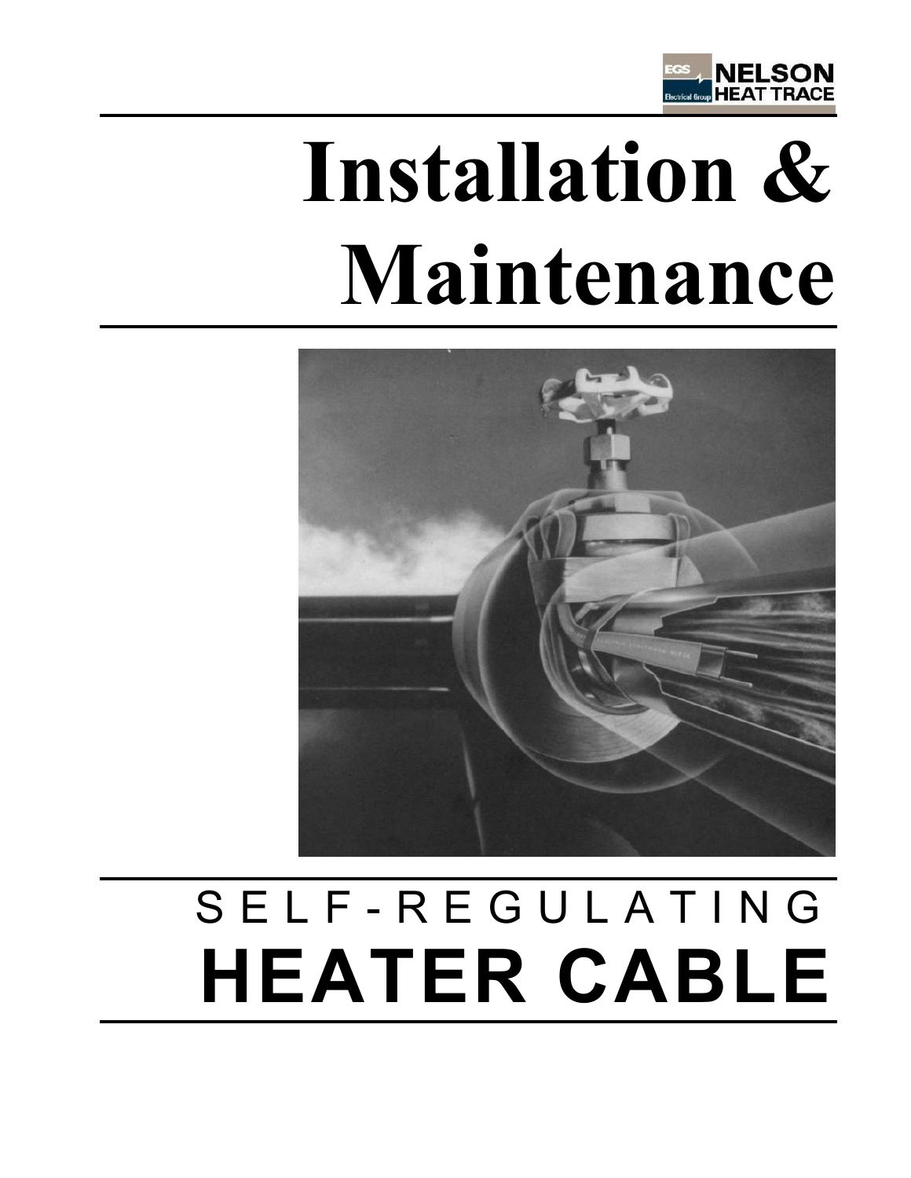EGS Electrical Group NELSON HEAT TRACE

# Installation & Maintenance

SELF-REGULATING

# HEATER CABLE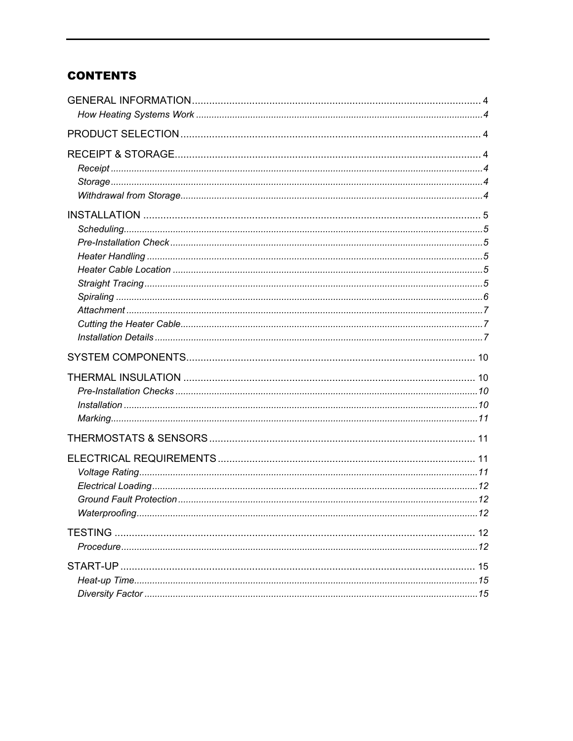# CONTENTS

GENERAL INFORMATION .......... 4
- *How Heating Systems Work* .......... *4*

PRODUCT SELECTION .......... 4

RECEIPT & STORAGE .......... 4
- *Receipt* .......... *4*
- *Storage* .......... *4*
- *Withdrawal from Storage* .......... *4*

INSTALLATION .......... 5
- *Scheduling* .......... *5*
- *Pre-Installation Check* .......... *5*
- *Heater Handling* .......... *5*
- *Heater Cable Location* .......... *5*
- *Straight Tracing* .......... *5*
- *Spiraling* .......... *6*
- *Attachment* .......... *7*
- *Cutting the Heater Cable* .......... *7*
- *Installation Details* .......... *7*

SYSTEM COMPONENTS .......... 10

THERMAL INSULATION .......... 10
- *Pre-Installation Checks* .......... *10*
- *Installation* .......... *10*
- *Marking* .......... *11*

THERMOSTATS & SENSORS .......... 11

ELECTRICAL REQUIREMENTS .......... 11
- *Voltage Rating* .......... *11*
- *Electrical Loading* .......... *12*
- *Ground Fault Protection* .......... *12*
- *Waterproofing* .......... *12*

TESTING .......... 12
- *Procedure* .......... *12*

START-UP .......... 15
- *Heat-up Time* .......... *15*
- *Diversity Factor* .......... *15*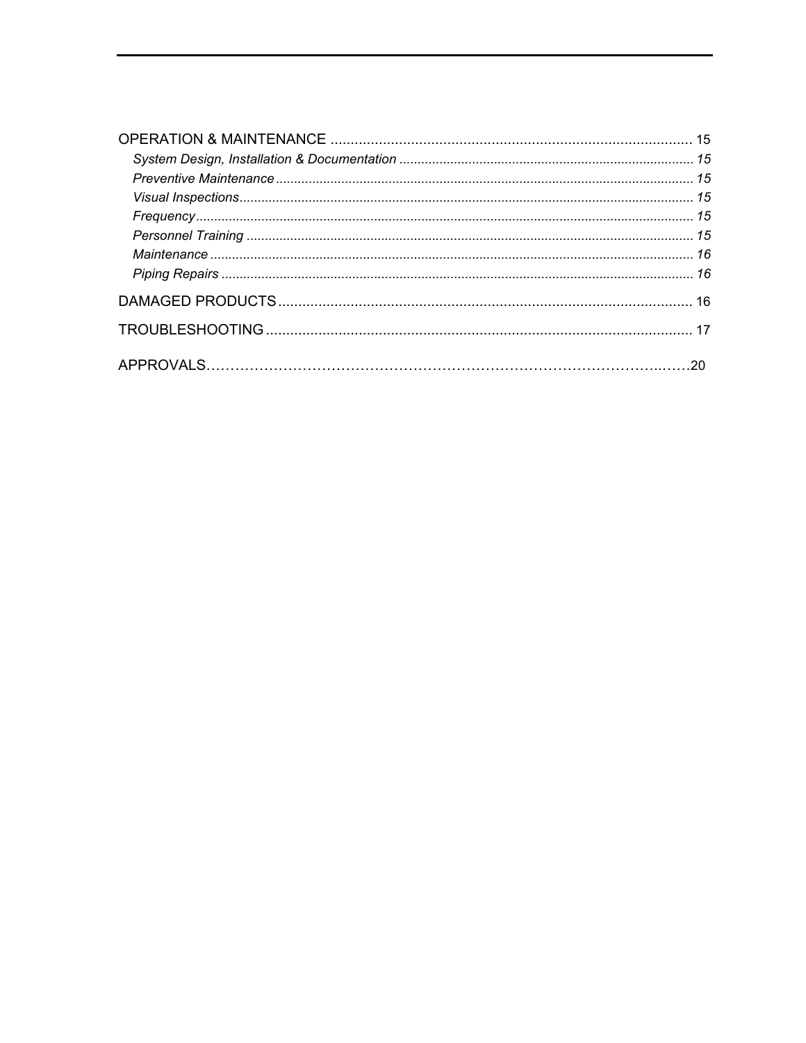OPERATION & MAINTENANCE ........................................................................................ 15

*System Design, Installation & Documentation ................................................................................ 15*

*Preventive Maintenance .................................................................................................................. 15*

*Visual Inspections............................................................................................................................ 15*

*Frequency........................................................................................................................................ 15*

*Personnel Training .......................................................................................................................... 15*

*Maintenance .................................................................................................................................... 16*

*Piping Repairs ................................................................................................................................. 16*

DAMAGED PRODUCTS ...................................................................................................... 16

TROUBLESHOOTING ......................................................................................................... 17

APPROVALS……………………………………………………………………………………..……20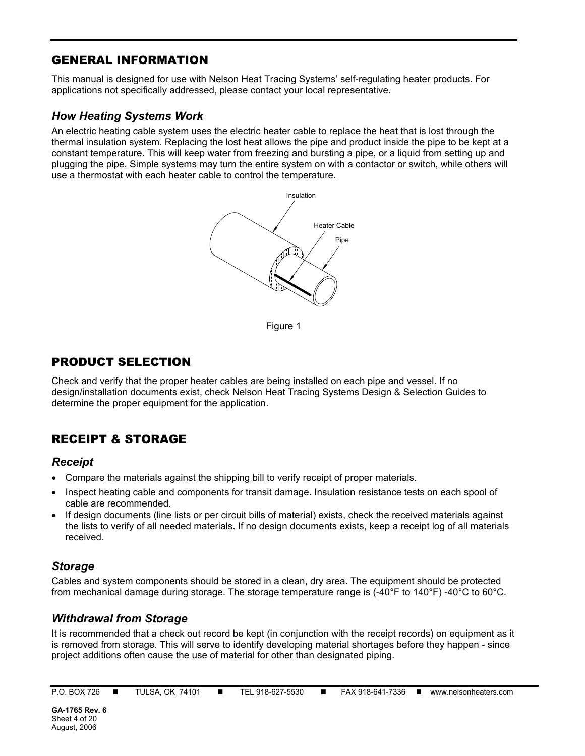## GENERAL INFORMATION

This manual is designed for use with Nelson Heat Tracing Systems' self-regulating heater products. For applications not specifically addressed, please contact your local representative.

### *How Heating Systems Work*

An electric heating cable system uses the electric heater cable to replace the heat that is lost through the thermal insulation system. Replacing the lost heat allows the pipe and product inside the pipe to be kept at a constant temperature. This will keep water from freezing and bursting a pipe, or a liquid from setting up and plugging the pipe. Simple systems may turn the entire system on with a contactor or switch, while others will use a thermostat with each heater cable to control the temperature.

Insulation

Heater Cable

Pipe

Figure 1

## PRODUCT SELECTION

Check and verify that the proper heater cables are being installed on each pipe and vessel. If no design/installation documents exist, check Nelson Heat Tracing Systems Design & Selection Guides to determine the proper equipment for the application.

## RECEIPT & STORAGE

### *Receipt*

- Compare the materials against the shipping bill to verify receipt of proper materials.
- Inspect heating cable and components for transit damage. Insulation resistance tests on each spool of cable are recommended.
- If design documents (line lists or per circuit bills of material) exists, check the received materials against the lists to verify of all needed materials. If no design documents exists, keep a receipt log of all materials received.

### *Storage*

Cables and system components should be stored in a clean, dry area. The equipment should be protected from mechanical damage during storage. The storage temperature range is (-40°F to 140°F) -40°C to 60°C.

### *Withdrawal from Storage*

It is recommended that a check out record be kept (in conjunction with the receipt records) on equipment as it is removed from storage. This will serve to identify developing material shortages before they happen - since project additions often cause the use of material for other than designated piping.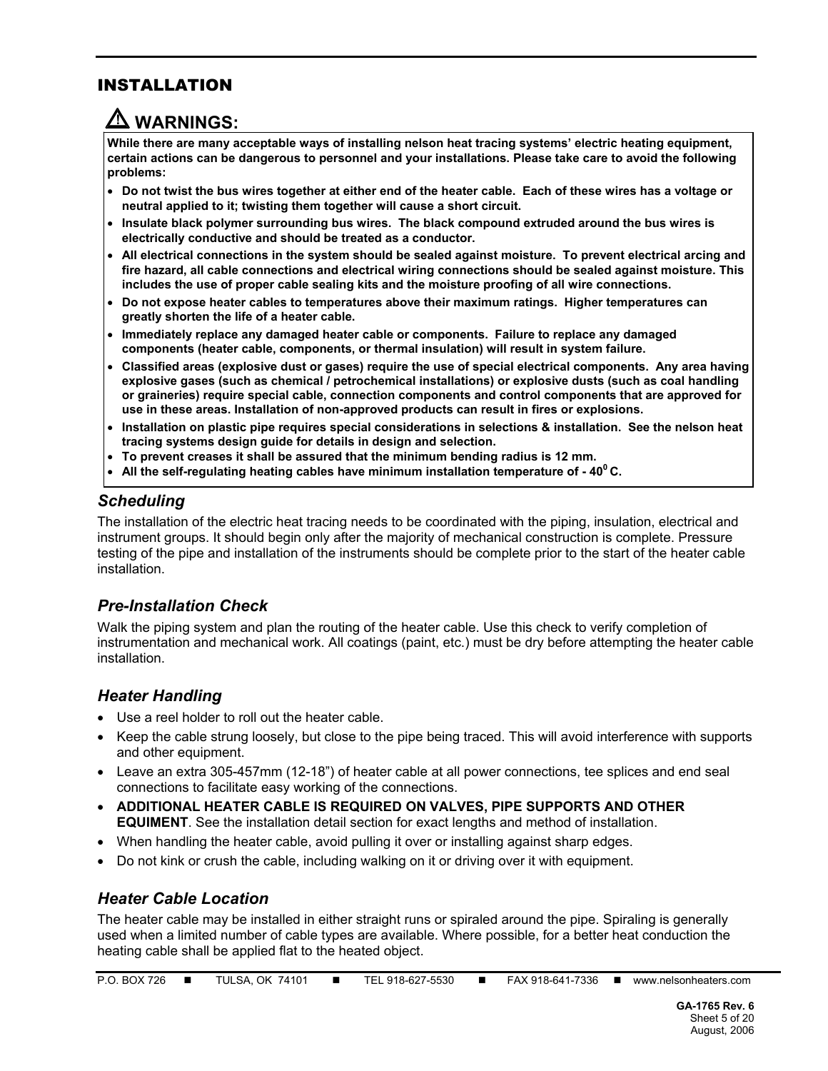# INSTALLATION

## ⚠ WARNINGS:

**While there are many acceptable ways of installing nelson heat tracing systems' electric heating equipment, certain actions can be dangerous to personnel and your installations. Please take care to avoid the following problems:**

- **Do not twist the bus wires together at either end of the heater cable. Each of these wires has a voltage or neutral applied to it; twisting them together will cause a short circuit.**
- **Insulate black polymer surrounding bus wires. The black compound extruded around the bus wires is electrically conductive and should be treated as a conductor.**
- **All electrical connections in the system should be sealed against moisture. To prevent electrical arcing and fire hazard, all cable connections and electrical wiring connections should be sealed against moisture. This includes the use of proper cable sealing kits and the moisture proofing of all wire connections.**
- **Do not expose heater cables to temperatures above their maximum ratings. Higher temperatures can greatly shorten the life of a heater cable.**
- **Immediately replace any damaged heater cable or components. Failure to replace any damaged components (heater cable, components, or thermal insulation) will result in system failure.**
- **Classified areas (explosive dust or gases) require the use of special electrical components. Any area having explosive gases (such as chemical / petrochemical installations) or explosive dusts (such as coal handling or graineries) require special cable, connection components and control components that are approved for use in these areas. Installation of non-approved products can result in fires or explosions.**
- **Installation on plastic pipe requires special considerations in selections & installation. See the nelson heat tracing systems design guide for details in design and selection.**
- **To prevent creases it shall be assured that the minimum bending radius is 12 mm.**
- **All the self-regulating heating cables have minimum installation temperature of - 40$^{0}$ C.**

### *Scheduling*

The installation of the electric heat tracing needs to be coordinated with the piping, insulation, electrical and instrument groups. It should begin only after the majority of mechanical construction is complete. Pressure testing of the pipe and installation of the instruments should be complete prior to the start of the heater cable installation.

### *Pre-Installation Check*

Walk the piping system and plan the routing of the heater cable. Use this check to verify completion of instrumentation and mechanical work. All coatings (paint, etc.) must be dry before attempting the heater cable installation.

### *Heater Handling*

- Use a reel holder to roll out the heater cable.
- Keep the cable strung loosely, but close to the pipe being traced. This will avoid interference with supports and other equipment.
- Leave an extra 305-457mm (12-18") of heater cable at all power connections, tee splices and end seal connections to facilitate easy working of the connections.
- **ADDITIONAL HEATER CABLE IS REQUIRED ON VALVES, PIPE SUPPORTS AND OTHER EQUIMENT**. See the installation detail section for exact lengths and method of installation.
- When handling the heater cable, avoid pulling it over or installing against sharp edges.
- Do not kink or crush the cable, including walking on it or driving over it with equipment.

### *Heater Cable Location*

The heater cable may be installed in either straight runs or spiraled around the pipe. Spiraling is generally used when a limited number of cable types are available. Where possible, for a better heat conduction the heating cable shall be applied flat to the heated object.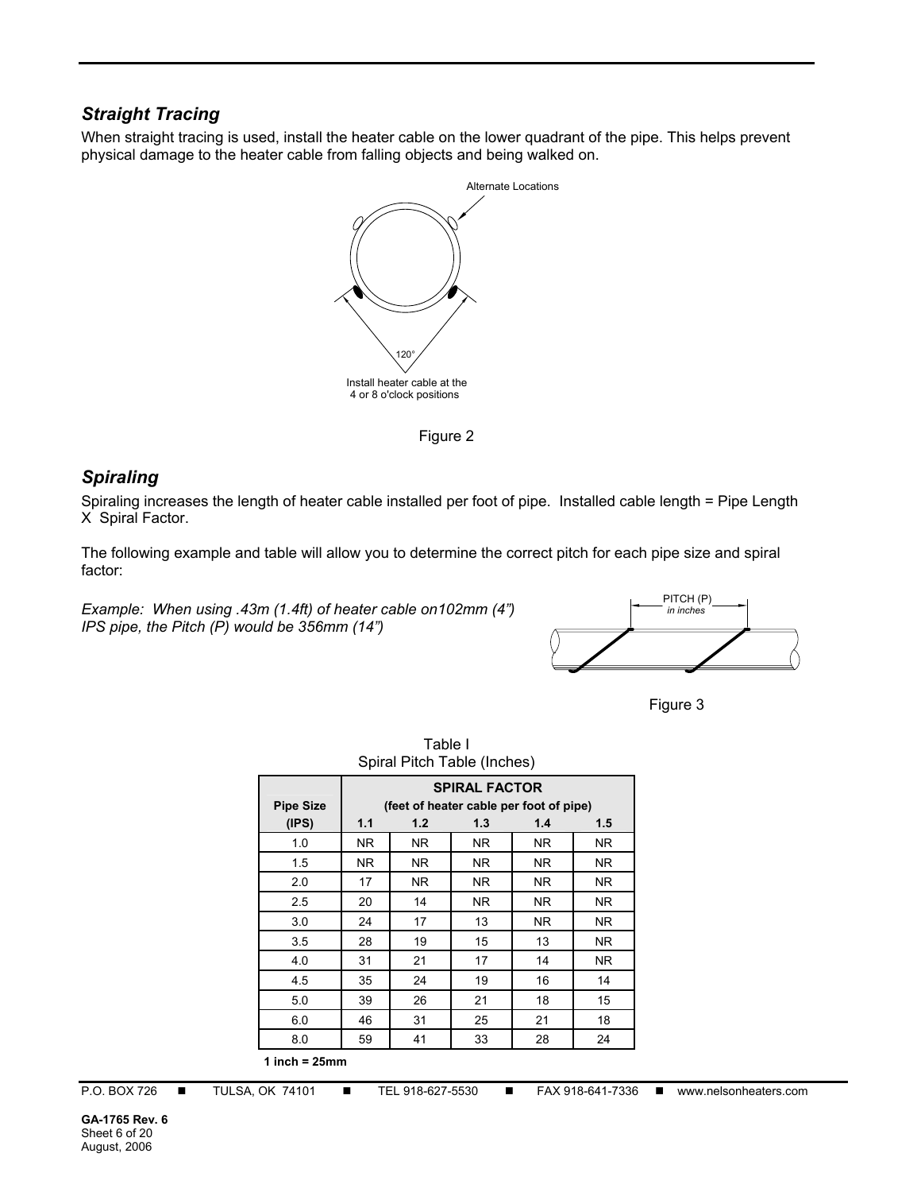### *Straight Tracing*

When straight tracing is used, install the heater cable on the lower quadrant of the pipe. This helps prevent physical damage to the heater cable from falling objects and being walked on.

Alternate Locations

120°

Install heater cable at the 4 or 8 o'clock positions

Figure 2

### *Spiraling*

Spiraling increases the length of heater cable installed per foot of pipe. Installed cable length = Pipe Length X Spiral Factor.

The following example and table will allow you to determine the correct pitch for each pipe size and spiral factor:

*Example: When using .43m (1.4ft) of heater cable on102mm (4") IPS pipe, the Pitch (P) would be 356mm (14")*

PITCH (P) *in inches*

Figure 3

Table I
Spiral Pitch Table (Inches)

| Pipe Size (IPS) | SPIRAL FACTOR (feet of heater cable per foot of pipe) 1.1 | 1.2 | 1.3 | 1.4 | 1.5 |
|---|---|---|---|---|---|
| 1.0 | NR | NR | NR | NR | NR |
| 1.5 | NR | NR | NR | NR | NR |
| 2.0 | 17 | NR | NR | NR | NR |
| 2.5 | 20 | 14 | NR | NR | NR |
| 3.0 | 24 | 17 | 13 | NR | NR |
| 3.5 | 28 | 19 | 15 | 13 | NR |
| 4.0 | 31 | 21 | 17 | 14 | NR |
| 4.5 | 35 | 24 | 19 | 16 | 14 |
| 5.0 | 39 | 26 | 21 | 18 | 15 |
| 6.0 | 46 | 31 | 25 | 21 | 18 |
| 8.0 | 59 | 41 | 33 | 28 | 24 |

**1 inch = 25mm**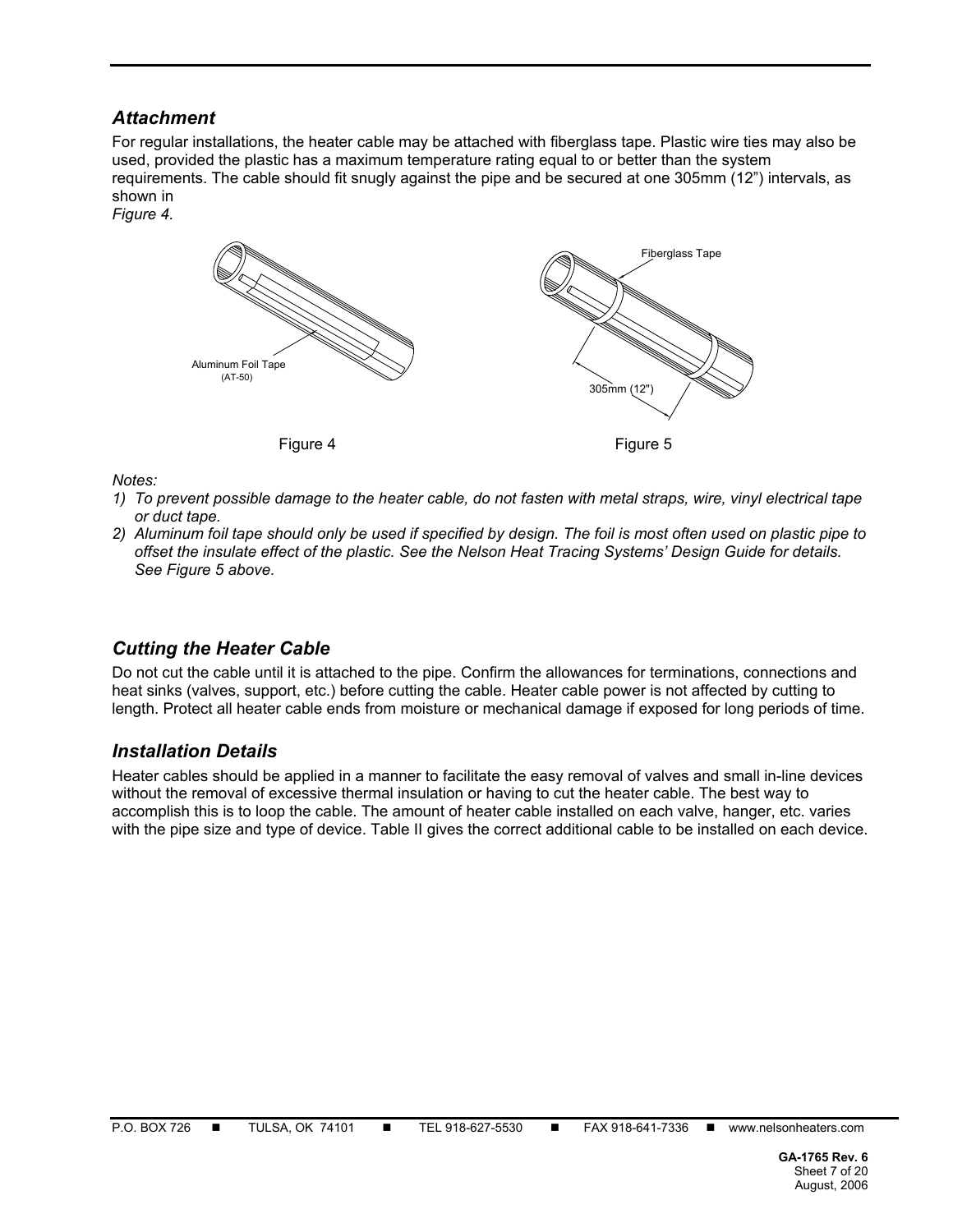## Attachment

For regular installations, the heater cable may be attached with fiberglass tape. Plastic wire ties may also be used, provided the plastic has a maximum temperature rating equal to or better than the system requirements. The cable should fit snugly against the pipe and be secured at one 305mm (12") intervals, as shown in
*Figure 4.*

Aluminum Foil Tape
(AT-50)

Fiberglass Tape

305mm (12")

Figure 4

Figure 5

*Notes:*

1) *To prevent possible damage to the heater cable, do not fasten with metal straps, wire, vinyl electrical tape or duct tape.*
2) *Aluminum foil tape should only be used if specified by design. The foil is most often used on plastic pipe to offset the insulate effect of the plastic. See the Nelson Heat Tracing Systems' Design Guide for details. See Figure 5 above.*

## Cutting the Heater Cable

Do not cut the cable until it is attached to the pipe. Confirm the allowances for terminations, connections and heat sinks (valves, support, etc.) before cutting the cable. Heater cable power is not affected by cutting to length. Protect all heater cable ends from moisture or mechanical damage if exposed for long periods of time.

## Installation Details

Heater cables should be applied in a manner to facilitate the easy removal of valves and small in-line devices without the removal of excessive thermal insulation or having to cut the heater cable. The best way to accomplish this is to loop the cable. The amount of heater cable installed on each valve, hanger, etc. varies with the pipe size and type of device. Table II gives the correct additional cable to be installed on each device.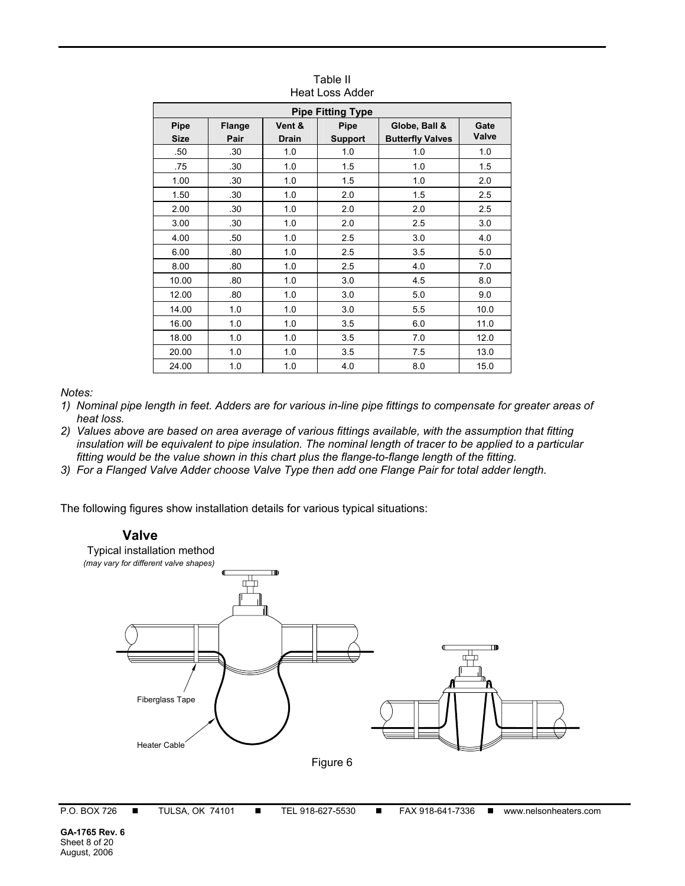Table II
Heat Loss Adder

| Pipe Fitting Type | | | | | |
|---|---|---|---|---|---|
| Pipe Size | Flange Pair | Vent & Drain | Pipe Support | Globe, Ball & Butterfly Valves | Gate Valve |
| .50 | .30 | 1.0 | 1.0 | 1.0 | 1.0 |
| .75 | .30 | 1.0 | 1.5 | 1.0 | 1.5 |
| 1.00 | .30 | 1.0 | 1.5 | 1.0 | 2.0 |
| 1.50 | .30 | 1.0 | 2.0 | 1.5 | 2.5 |
| 2.00 | .30 | 1.0 | 2.0 | 2.0 | 2.5 |
| 3.00 | .30 | 1.0 | 2.0 | 2.5 | 3.0 |
| 4.00 | .50 | 1.0 | 2.5 | 3.0 | 4.0 |
| 6.00 | .80 | 1.0 | 2.5 | 3.5 | 5.0 |
| 8.00 | .80 | 1.0 | 2.5 | 4.0 | 7.0 |
| 10.00 | .80 | 1.0 | 3.0 | 4.5 | 8.0 |
| 12.00 | .80 | 1.0 | 3.0 | 5.0 | 9.0 |
| 14.00 | 1.0 | 1.0 | 3.0 | 5.5 | 10.0 |
| 16.00 | 1.0 | 1.0 | 3.5 | 6.0 | 11.0 |
| 18.00 | 1.0 | 1.0 | 3.5 | 7.0 | 12.0 |
| 20.00 | 1.0 | 1.0 | 3.5 | 7.5 | 13.0 |
| 24.00 | 1.0 | 1.0 | 4.0 | 8.0 | 15.0 |

*Notes:*

1) *Nominal pipe length in feet. Adders are for various in-line pipe fittings to compensate for greater areas of heat loss.*
2) *Values above are based on area average of various fittings available, with the assumption that fitting insulation will be equivalent to pipe insulation. The nominal length of tracer to be applied to a particular fitting would be the value shown in this chart plus the flange-to-flange length of the fitting.*
3) *For a Flanged Valve Adder choose Valve Type then add one Flange Pair for total adder length.*

The following figures show installation details for various typical situations:

**Valve**

Typical installation method
*(may vary for different valve shapes)*

Fiberglass Tape

Heater Cable

Figure 6

GA-1765 Rev. 6
August, 2006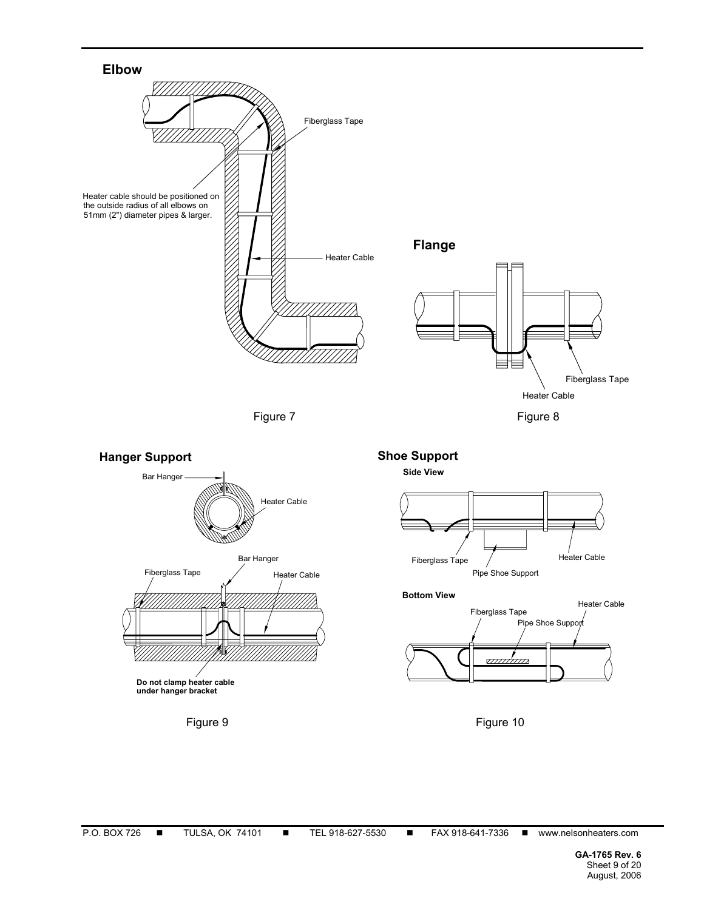## Elbow

Fiberglass Tape

Heater cable should be positioned on the outside radius of all elbows on 51mm (2") diameter pipes & larger.

Heater Cable

Figure 7

## Flange

Fiberglass Tape

Heater Cable

Figure 8

## Hanger Support

Bar Hanger

Heater Cable

Bar Hanger

Fiberglass Tape

Heater Cable

**Do not clamp heater cable under hanger bracket**

Figure 9

## Shoe Support

**Side View**

Fiberglass Tape

Pipe Shoe Support

Heater Cable

**Bottom View**

Heater Cable

Fiberglass Tape

Pipe Shoe Support

Figure 10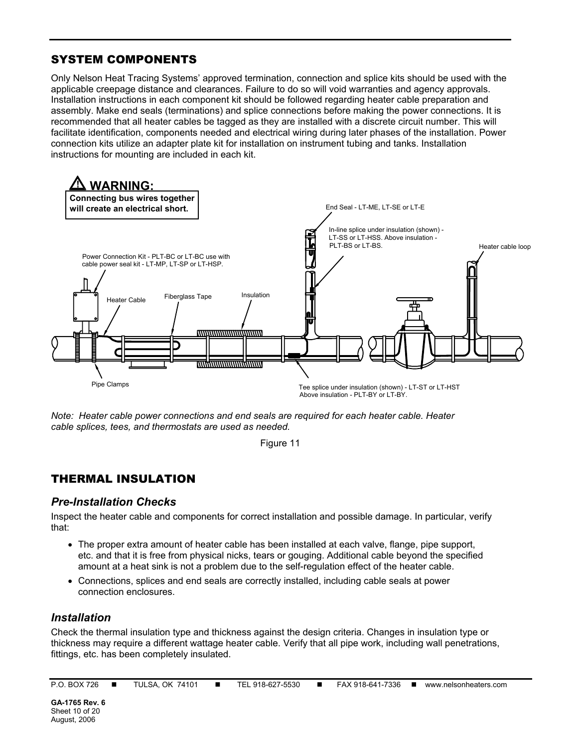## SYSTEM COMPONENTS

Only Nelson Heat Tracing Systems' approved termination, connection and splice kits should be used with the applicable creepage distance and clearances. Failure to do so will void warranties and agency approvals. Installation instructions in each component kit should be followed regarding heater cable preparation and assembly. Make end seals (terminations) and splice connections before making the power connections. It is recommended that all heater cables be tagged as they are installed with a discrete circuit number. This will facilitate identification, components needed and electrical wiring during later phases of the installation. Power connection kits utilize an adapter plate kit for installation on instrument tubing and tanks. Installation instructions for mounting are included in each kit.

**⚠ WARNING:**
**Connecting bus wires together will create an electrical short.**

End Seal - LT-ME, LT-SE or LT-E

In-line splice under insulation (shown) - LT-SS or LT-HSS. Above insulation - PLT-BS or LT-BS.

Heater cable loop

Power Connection Kit - PLT-BC or LT-BC use with cable power seal kit - LT-MP, LT-SP or LT-HSP.

Heater Cable

Fiberglass Tape

Insulation

Pipe Clamps

Tee splice under insulation (shown) - LT-ST or LT-HST Above insulation - PLT-BY or LT-BY.

*Note: Heater cable power connections and end seals are required for each heater cable. Heater cable splices, tees, and thermostats are used as needed.*

Figure 11

## THERMAL INSULATION

### *Pre-Installation Checks*

Inspect the heater cable and components for correct installation and possible damage. In particular, verify that:

- The proper extra amount of heater cable has been installed at each valve, flange, pipe support, etc. and that it is free from physical nicks, tears or gouging. Additional cable beyond the specified amount at a heat sink is not a problem due to the self-regulation effect of the heater cable.
- Connections, splices and end seals are correctly installed, including cable seals at power connection enclosures.

### *Installation*

Check the thermal insulation type and thickness against the design criteria. Changes in insulation type or thickness may require a different wattage heater cable. Verify that all pipe work, including wall penetrations, fittings, etc. has been completely insulated.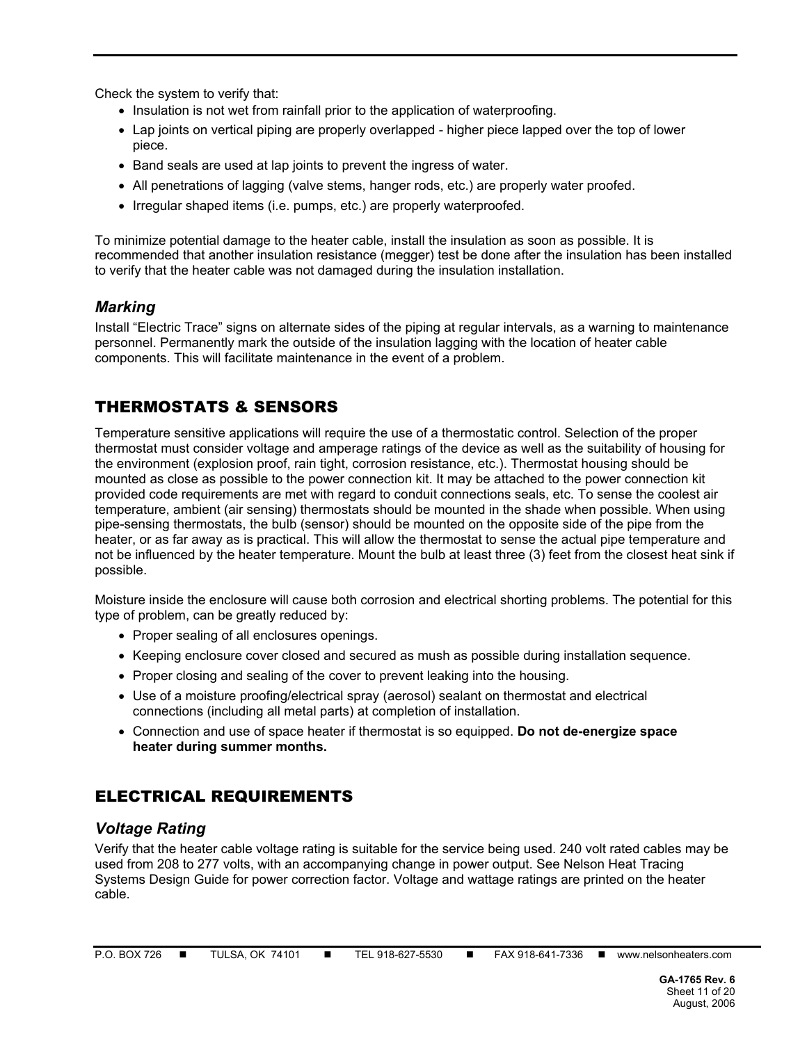Check the system to verify that:

- Insulation is not wet from rainfall prior to the application of waterproofing.
- Lap joints on vertical piping are properly overlapped - higher piece lapped over the top of lower piece.
- Band seals are used at lap joints to prevent the ingress of water.
- All penetrations of lagging (valve stems, hanger rods, etc.) are properly water proofed.
- Irregular shaped items (i.e. pumps, etc.) are properly waterproofed.

To minimize potential damage to the heater cable, install the insulation as soon as possible. It is recommended that another insulation resistance (megger) test be done after the insulation has been installed to verify that the heater cable was not damaged during the insulation installation.

### *Marking*

Install "Electric Trace" signs on alternate sides of the piping at regular intervals, as a warning to maintenance personnel. Permanently mark the outside of the insulation lagging with the location of heater cable components. This will facilitate maintenance in the event of a problem.

## THERMOSTATS & SENSORS

Temperature sensitive applications will require the use of a thermostatic control. Selection of the proper thermostat must consider voltage and amperage ratings of the device as well as the suitability of housing for the environment (explosion proof, rain tight, corrosion resistance, etc.). Thermostat housing should be mounted as close as possible to the power connection kit. It may be attached to the power connection kit provided code requirements are met with regard to conduit connections seals, etc. To sense the coolest air temperature, ambient (air sensing) thermostats should be mounted in the shade when possible. When using pipe-sensing thermostats, the bulb (sensor) should be mounted on the opposite side of the pipe from the heater, or as far away as is practical. This will allow the thermostat to sense the actual pipe temperature and not be influenced by the heater temperature. Mount the bulb at least three (3) feet from the closest heat sink if possible.

Moisture inside the enclosure will cause both corrosion and electrical shorting problems. The potential for this type of problem, can be greatly reduced by:

- Proper sealing of all enclosures openings.
- Keeping enclosure cover closed and secured as mush as possible during installation sequence.
- Proper closing and sealing of the cover to prevent leaking into the housing.
- Use of a moisture proofing/electrical spray (aerosol) sealant on thermostat and electrical connections (including all metal parts) at completion of installation.
- Connection and use of space heater if thermostat is so equipped. **Do not de-energize space heater during summer months.**

## ELECTRICAL REQUIREMENTS

### *Voltage Rating*

Verify that the heater cable voltage rating is suitable for the service being used. 240 volt rated cables may be used from 208 to 277 volts, with an accompanying change in power output. See Nelson Heat Tracing Systems Design Guide for power correction factor. Voltage and wattage ratings are printed on the heater cable.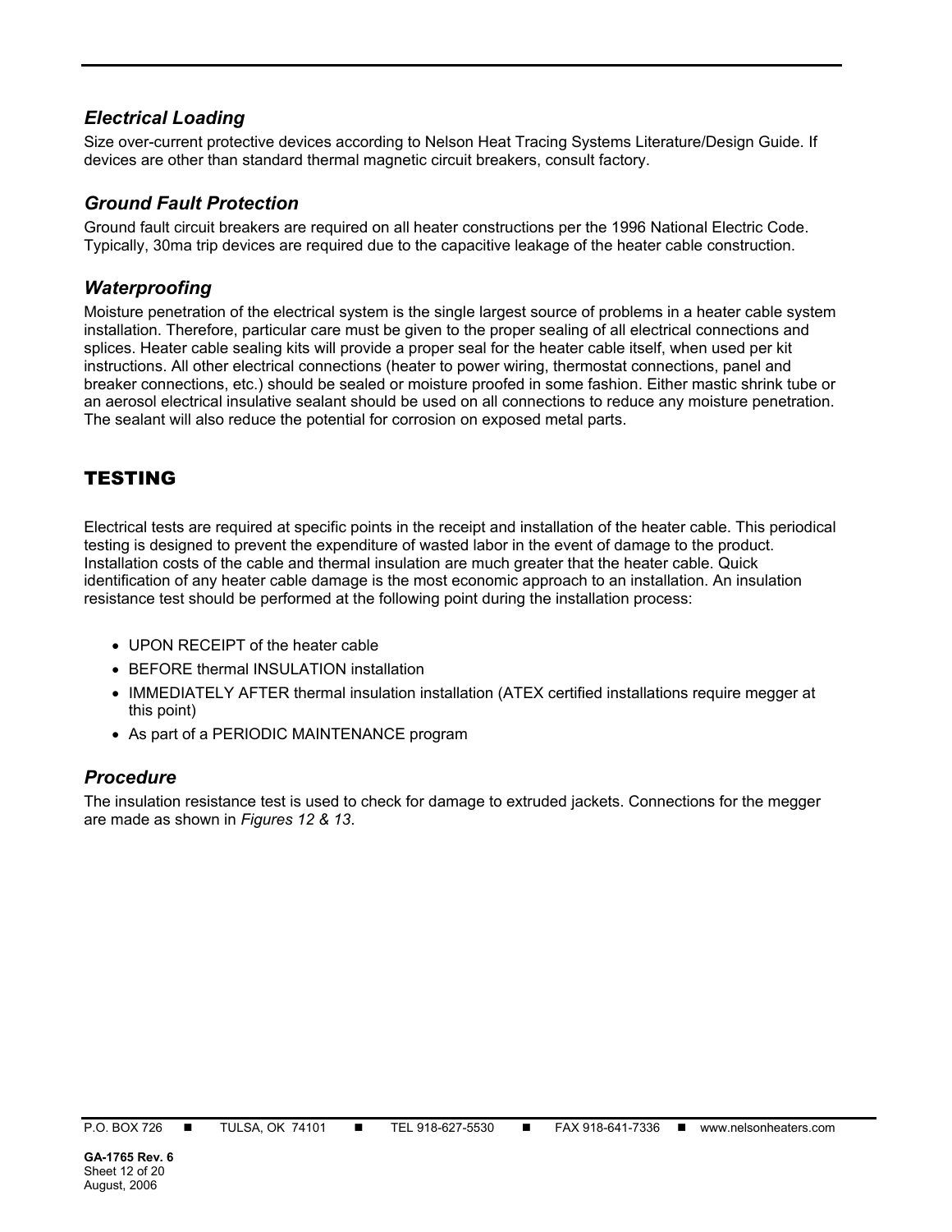### *Electrical Loading*

Size over-current protective devices according to Nelson Heat Tracing Systems Literature/Design Guide. If devices are other than standard thermal magnetic circuit breakers, consult factory.

### *Ground Fault Protection*

Ground fault circuit breakers are required on all heater constructions per the 1996 National Electric Code. Typically, 30ma trip devices are required due to the capacitive leakage of the heater cable construction.

### *Waterproofing*

Moisture penetration of the electrical system is the single largest source of problems in a heater cable system installation. Therefore, particular care must be given to the proper sealing of all electrical connections and splices. Heater cable sealing kits will provide a proper seal for the heater cable itself, when used per kit instructions. All other electrical connections (heater to power wiring, thermostat connections, panel and breaker connections, etc.) should be sealed or moisture proofed in some fashion. Either mastic shrink tube or an aerosol electrical insulative sealant should be used on all connections to reduce any moisture penetration. The sealant will also reduce the potential for corrosion on exposed metal parts.

## TESTING

Electrical tests are required at specific points in the receipt and installation of the heater cable. This periodical testing is designed to prevent the expenditure of wasted labor in the event of damage to the product. Installation costs of the cable and thermal insulation are much greater that the heater cable. Quick identification of any heater cable damage is the most economic approach to an installation. An insulation resistance test should be performed at the following point during the installation process:

- UPON RECEIPT of the heater cable
- BEFORE thermal INSULATION installation
- IMMEDIATELY AFTER thermal insulation installation (ATEX certified installations require megger at this point)
- As part of a PERIODIC MAINTENANCE program

### *Procedure*

The insulation resistance test is used to check for damage to extruded jackets. Connections for the megger are made as shown in *Figures 12 & 13*.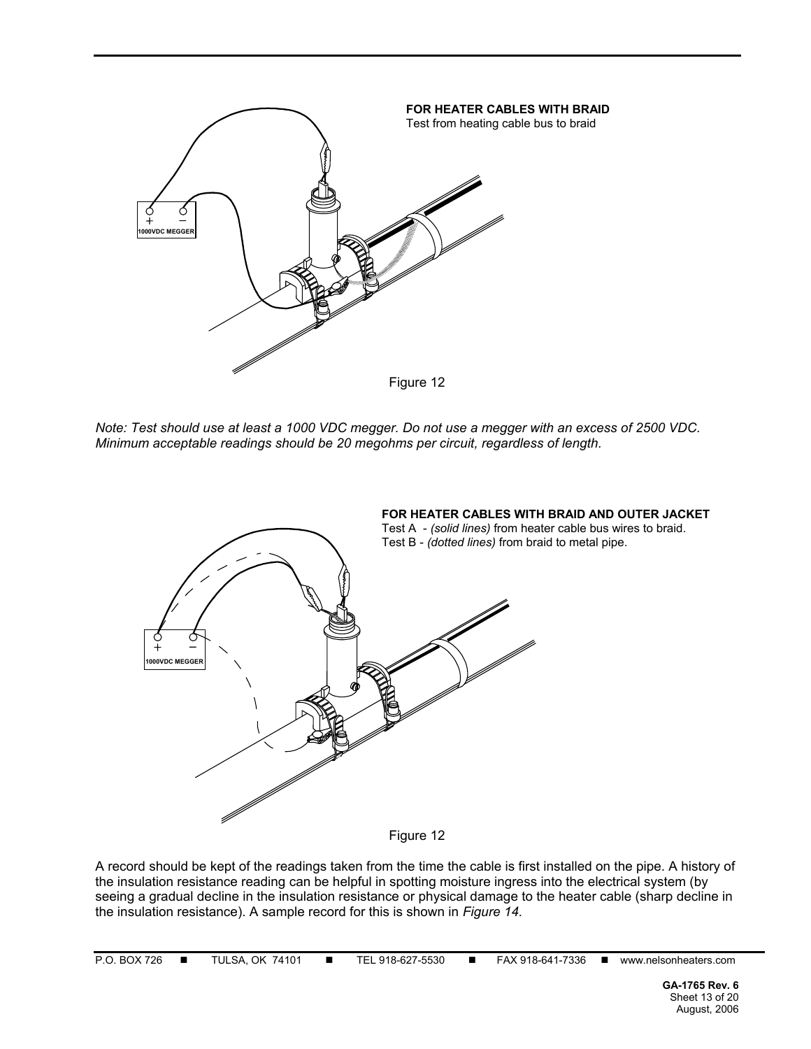**FOR HEATER CABLES WITH BRAID**
Test from heating cable bus to braid

+ −
1000VDC MEGGER

Figure 12

*Note: Test should use at least a 1000 VDC megger. Do not use a megger with an excess of 2500 VDC. Minimum acceptable readings should be 20 megohms per circuit, regardless of length.*

**FOR HEATER CABLES WITH BRAID AND OUTER JACKET**
Test A - *(solid lines)* from heater cable bus wires to braid.
Test B - *(dotted lines)* from braid to metal pipe.

+ −
1000VDC MEGGER

Figure 12

A record should be kept of the readings taken from the time the cable is first installed on the pipe. A history of the insulation resistance reading can be helpful in spotting moisture ingress into the electrical system (by seeing a gradual decline in the insulation resistance or physical damage to the heater cable (sharp decline in the insulation resistance). A sample record for this is shown in *Figure 14.*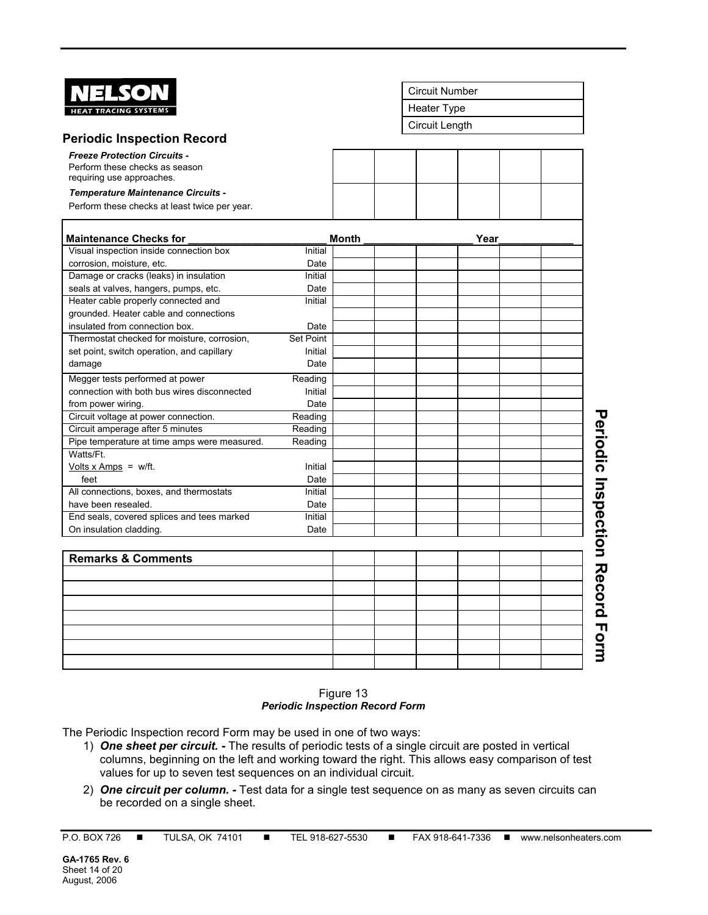**NELSON**
HEAT TRACING SYSTEMS

| Circuit Number |
|---|
| Heater Type |
| Circuit Length |

## Periodic Inspection Record

| | | | | | | |
|---|---|---|---|---|---|---|
| ***Freeze Protection Circuits -*** Perform these checks as season requiring use approaches. | | | | | | |
| ***Temperature Maintenance Circuits -*** Perform these checks at least twice per year. | | | | | | |

| **Maintenance Checks for ______ Month ______ Year ______** | | | | | | | | |
|---|---|---|---|---|---|---|---|---|
| Visual inspection inside connection box | Initial | | | | | | | |
| corrosion, moisture, etc. | Date | | | | | | | |
| Damage or cracks (leaks) in insulation | Initial | | | | | | | |
| seals at valves, hangers, pumps, etc. | Date | | | | | | | |
| Heater cable properly connected and | Initial | | | | | | | |
| grounded. Heater cable and connections | | | | | | | | |
| insulated from connection box. | Date | | | | | | | |
| Thermostat checked for moisture, corrosion, | Set Point | | | | | | | |
| set point, switch operation, and capillary | Initial | | | | | | | |
| damage | Date | | | | | | | |
| Megger tests performed at power | Reading | | | | | | | |
| connection with both bus wires disconnected | Initial | | | | | | | |
| from power wiring. | Date | | | | | | | |
| Circuit voltage at power connection. | Reading | | | | | | | |
| Circuit amperage after 5 minutes | Reading | | | | | | | |
| Pipe temperature at time amps were measured. | Reading | | | | | | | |
| Watts/Ft. | | | | | | | | |
| Volts x Amps = w/ft. | Initial | | | | | | | |
| feet | Date | | | | | | | |
| All connections, boxes, and thermostats | Initial | | | | | | | |
| have been resealed. | Date | | | | | | | |
| End seals, covered splices and tees marked | Initial | | | | | | | |
| On insulation cladding. | Date | | | | | | | |

| **Remarks & Comments** | | | | | | |
|---|---|---|---|---|---|---|
| | | | | | | |
| | | | | | | |
| | | | | | | |
| | | | | | | |
| | | | | | | |
| | | | | | | |
| | | | | | | |

**Periodic Inspection Record Form**

Figure 13
***Periodic Inspection Record Form***

The Periodic Inspection record Form may be used in one of two ways:

1) ***One sheet per circuit. -*** The results of periodic tests of a single circuit are posted in vertical columns, beginning on the left and working toward the right. This allows easy comparison of test values for up to seven test sequences on an individual circuit.
2) ***One circuit per column. -*** Test data for a single test sequence on as many as seven circuits can be recorded on a single sheet.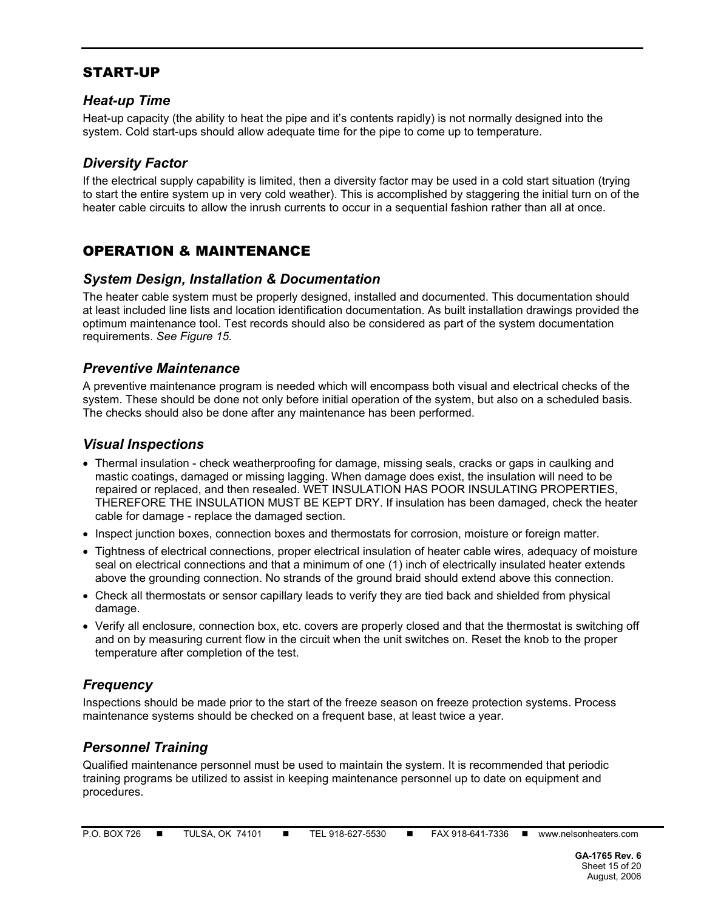## START-UP

### *Heat-up Time*

Heat-up capacity (the ability to heat the pipe and it's contents rapidly) is not normally designed into the system. Cold start-ups should allow adequate time for the pipe to come up to temperature.

### *Diversity Factor*

If the electrical supply capability is limited, then a diversity factor may be used in a cold start situation (trying to start the entire system up in very cold weather). This is accomplished by staggering the initial turn on of the heater cable circuits to allow the inrush currents to occur in a sequential fashion rather than all at once.

## OPERATION & MAINTENANCE

### *System Design, Installation & Documentation*

The heater cable system must be properly designed, installed and documented. This documentation should at least included line lists and location identification documentation. As built installation drawings provided the optimum maintenance tool. Test records should also be considered as part of the system documentation requirements. *See Figure 15.*

### *Preventive Maintenance*

A preventive maintenance program is needed which will encompass both visual and electrical checks of the system. These should be done not only before initial operation of the system, but also on a scheduled basis. The checks should also be done after any maintenance has been performed.

### *Visual Inspections*

- Thermal insulation - check weatherproofing for damage, missing seals, cracks or gaps in caulking and mastic coatings, damaged or missing lagging. When damage does exist, the insulation will need to be repaired or replaced, and then resealed. WET INSULATION HAS POOR INSULATING PROPERTIES, THEREFORE THE INSULATION MUST BE KEPT DRY. If insulation has been damaged, check the heater cable for damage - replace the damaged section.
- Inspect junction boxes, connection boxes and thermostats for corrosion, moisture or foreign matter.
- Tightness of electrical connections, proper electrical insulation of heater cable wires, adequacy of moisture seal on electrical connections and that a minimum of one (1) inch of electrically insulated heater extends above the grounding connection. No strands of the ground braid should extend above this connection.
- Check all thermostats or sensor capillary leads to verify they are tied back and shielded from physical damage.
- Verify all enclosure, connection box, etc. covers are properly closed and that the thermostat is switching off and on by measuring current flow in the circuit when the unit switches on. Reset the knob to the proper temperature after completion of the test.

### *Frequency*

Inspections should be made prior to the start of the freeze season on freeze protection systems. Process maintenance systems should be checked on a frequent base, at least twice a year.

### *Personnel Training*

Qualified maintenance personnel must be used to maintain the system. It is recommended that periodic training programs be utilized to assist in keeping maintenance personnel up to date on equipment and procedures.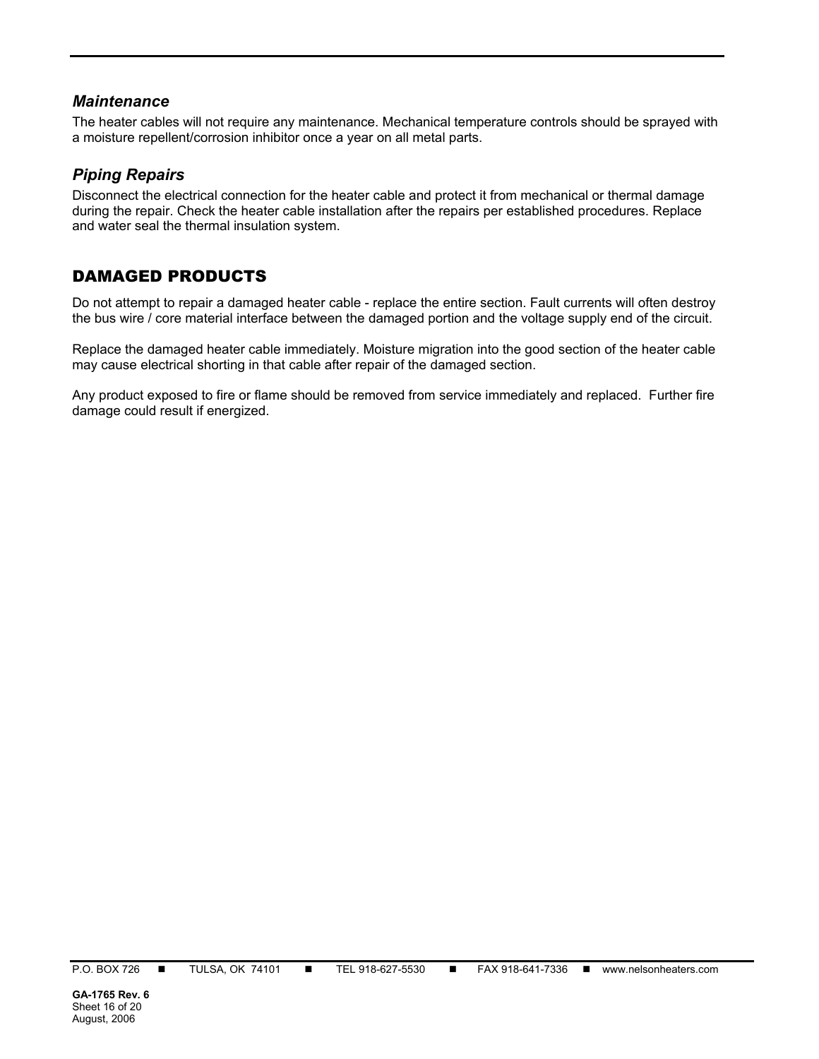### *Maintenance*

The heater cables will not require any maintenance. Mechanical temperature controls should be sprayed with a moisture repellent/corrosion inhibitor once a year on all metal parts.

### *Piping Repairs*

Disconnect the electrical connection for the heater cable and protect it from mechanical or thermal damage during the repair. Check the heater cable installation after the repairs per established procedures. Replace and water seal the thermal insulation system.

## DAMAGED PRODUCTS

Do not attempt to repair a damaged heater cable - replace the entire section. Fault currents will often destroy the bus wire / core material interface between the damaged portion and the voltage supply end of the circuit.

Replace the damaged heater cable immediately. Moisture migration into the good section of the heater cable may cause electrical shorting in that cable after repair of the damaged section.

Any product exposed to fire or flame should be removed from service immediately and replaced. Further fire damage could result if energized.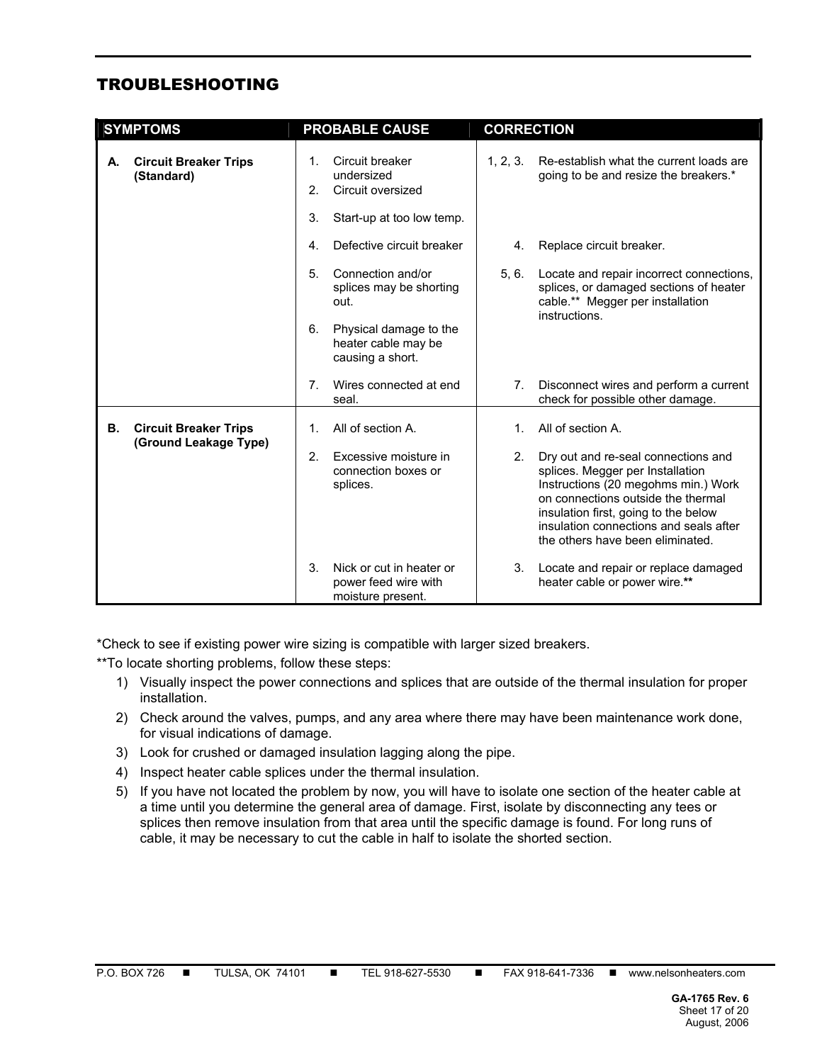## TROUBLESHOOTING

| SYMPTOMS | PROBABLE CAUSE | CORRECTION |
|---|---|---|
| **A. Circuit Breaker Trips (Standard)** | 1. Circuit breaker undersized<br>2. Circuit oversized<br>3. Start-up at too low temp. | 1, 2, 3. Re-establish what the current loads are going to be and resize the breakers.* |
| | 4. Defective circuit breaker | 4. Replace circuit breaker. |
| | 5. Connection and/or splices may be shorting out.<br>6. Physical damage to the heater cable may be causing a short. | 5, 6. Locate and repair incorrect connections, splices, or damaged sections of heater cable.** Megger per installation instructions. |
| | 7. Wires connected at end seal. | 7. Disconnect wires and perform a current check for possible other damage. |
| **B. Circuit Breaker Trips (Ground Leakage Type)** | 1. All of section A. | 1. All of section A. |
| | 2. Excessive moisture in connection boxes or splices. | 2. Dry out and re-seal connections and splices. Megger per Installation Instructions (20 megohms min.) Work on connections outside the thermal insulation first, going to the below insulation connections and seals after the others have been eliminated. |
| | 3. Nick or cut in heater or power feed wire with moisture present. | 3. Locate and repair or replace damaged heater cable or power wire.** |

*Check to see if existing power wire sizing is compatible with larger sized breakers.

**To locate shorting problems, follow these steps:

1) Visually inspect the power connections and splices that are outside of the thermal insulation for proper installation.
2) Check around the valves, pumps, and any area where there may have been maintenance work done, for visual indications of damage.
3) Look for crushed or damaged insulation lagging along the pipe.
4) Inspect heater cable splices under the thermal insulation.
5) If you have not located the problem by now, you will have to isolate one section of the heater cable at a time until you determine the general area of damage. First, isolate by disconnecting any tees or splices then remove insulation from that area until the specific damage is found. For long runs of cable, it may be necessary to cut the cable in half to isolate the shorted section.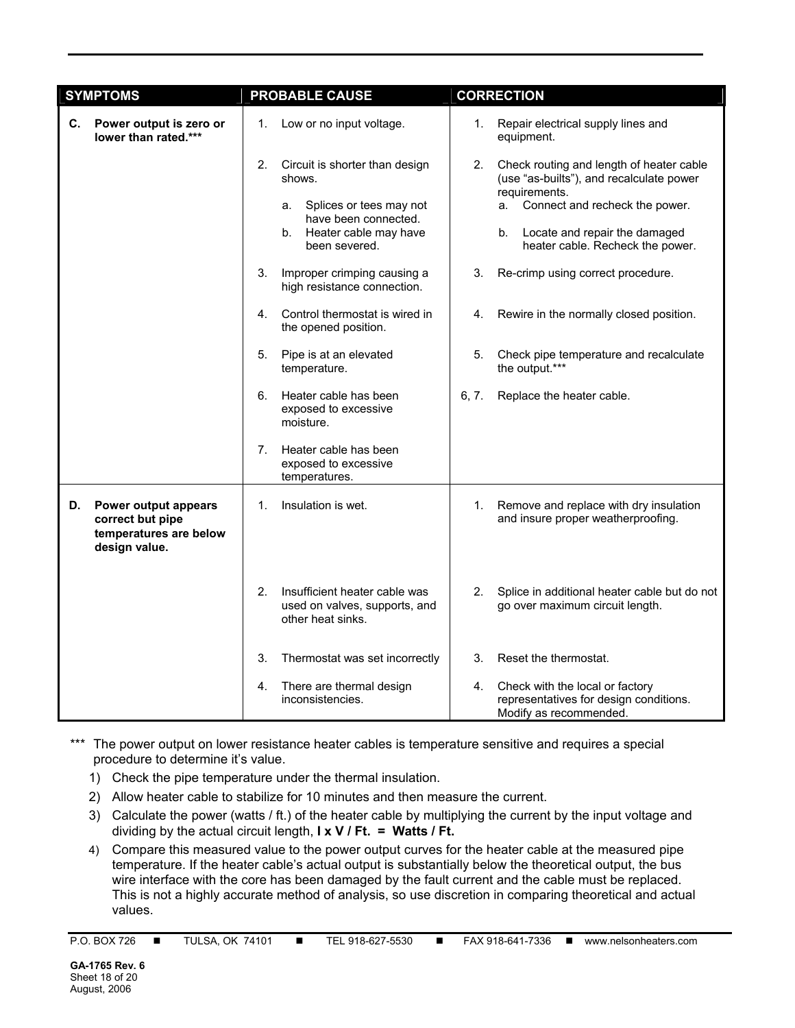| SYMPTOMS | PROBABLE CAUSE | CORRECTION |
|---|---|---|
| **C. Power output is zero or lower than rated.*** ** | 1. Low or no input voltage. | 1. Repair electrical supply lines and equipment. |
| | 2. Circuit is shorter than design shows.<br>a. Splices or tees may not have been connected.<br>b. Heater cable may have been severed. | 2. Check routing and length of heater cable (use "as-builts"), and recalculate power requirements.<br>a. Connect and recheck the power.<br>b. Locate and repair the damaged heater cable. Recheck the power. |
| | 3. Improper crimping causing a high resistance connection. | 3. Re-crimp using correct procedure. |
| | 4. Control thermostat is wired in the opened position. | 4. Rewire in the normally closed position. |
| | 5. Pipe is at an elevated temperature. | 5. Check pipe temperature and recalculate the output.*** |
| | 6. Heater cable has been exposed to excessive moisture. | 6, 7. Replace the heater cable. |
| | 7. Heater cable has been exposed to excessive temperatures. | |
| **D. Power output appears correct but pipe temperatures are below design value.** | 1. Insulation is wet. | 1. Remove and replace with dry insulation and insure proper weatherproofing. |
| | 2. Insufficient heater cable was used on valves, supports, and other heat sinks. | 2. Splice in additional heater cable but do not go over maximum circuit length. |
| | 3. Thermostat was set incorrectly | 3. Reset the thermostat. |
| | 4. There are thermal design inconsistencies. | 4. Check with the local or factory representatives for design conditions. Modify as recommended. |

*** The power output on lower resistance heater cables is temperature sensitive and requires a special procedure to determine it's value.

1) Check the pipe temperature under the thermal insulation.
2) Allow heater cable to stabilize for 10 minutes and then measure the current.
3) Calculate the power (watts / ft.) of the heater cable by multiplying the current by the input voltage and dividing by the actual circuit length, **I x V / Ft. = Watts / Ft.**
4) Compare this measured value to the power output curves for the heater cable at the measured pipe temperature. If the heater cable's actual output is substantially below the theoretical output, the bus wire interface with the core has been damaged by the fault current and the cable must be replaced. This is not a highly accurate method of analysis, so use discretion in comparing theoretical and actual values.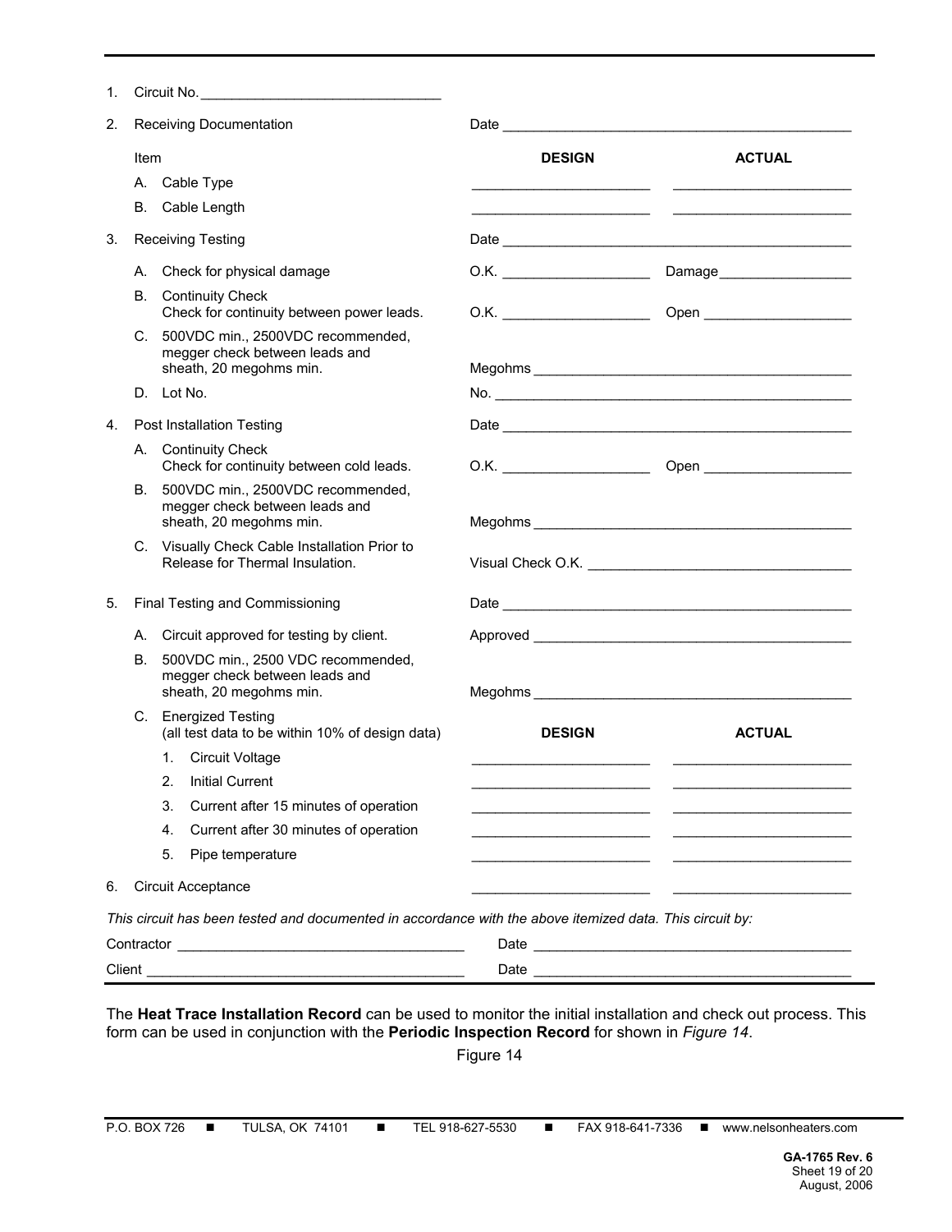1. Circuit No. ______________________________

2. Receiving Documentation — Date ____________________________________________

| Item | DESIGN | ACTUAL |
|---|---|---|
| A. Cable Type | ____________________ | ____________________ |
| B. Cable Length | ____________________ | ____________________ |

3. Receiving Testing — Date ____________________________________________

| | | |
|---|---|---|
| A. Check for physical damage | O.K. __________________ | Damage ________________ |
| B. Continuity Check<br>Check for continuity between power leads. | O.K. __________________ | Open __________________ |
| C. 500VDC min., 2500VDC recommended, megger check between leads and sheath, 20 megohms min. | Megohms ________________________________________ | |
| D. Lot No. | No. ________________________________________ | |

4. Post Installation Testing — Date ____________________________________________

| | | |
|---|---|---|
| A. Continuity Check<br>Check for continuity between cold leads. | O.K. __________________ | Open __________________ |
| B. 500VDC min., 2500VDC recommended, megger check between leads and sheath, 20 megohms min. | Megohms ________________________________________ | |
| C. Visually Check Cable Installation Prior to Release for Thermal Insulation. | Visual Check O.K. ________________________________ | |

5. Final Testing and Commissioning — Date ____________________________________________

| | | |
|---|---|---|
| A. Circuit approved for testing by client. | Approved ________________________________________ | |
| B. 500VDC min., 2500 VDC recommended, megger check between leads and sheath, 20 megohms min. | Megohms ________________________________________ | |
| C. Energized Testing<br>(all test data to be within 10% of design data) | **DESIGN** | **ACTUAL** |
| 1. Circuit Voltage | ____________________ | ____________________ |
| 2. Initial Current | ____________________ | ____________________ |
| 3. Current after 15 minutes of operation | ____________________ | ____________________ |
| 4. Current after 30 minutes of operation | ____________________ | ____________________ |
| 5. Pipe temperature | ____________________ | ____________________ |

6. Circuit Acceptance ____________________ ____________________

*This circuit has been tested and documented in accordance with the above itemized data. This circuit by:*

Contractor ___________________________________ Date ______________________________________

Client ______________________________________ Date ______________________________________

The **Heat Trace Installation Record** can be used to monitor the initial installation and check out process. This form can be used in conjunction with the **Periodic Inspection Record** for shown in *Figure 14*.

Figure 14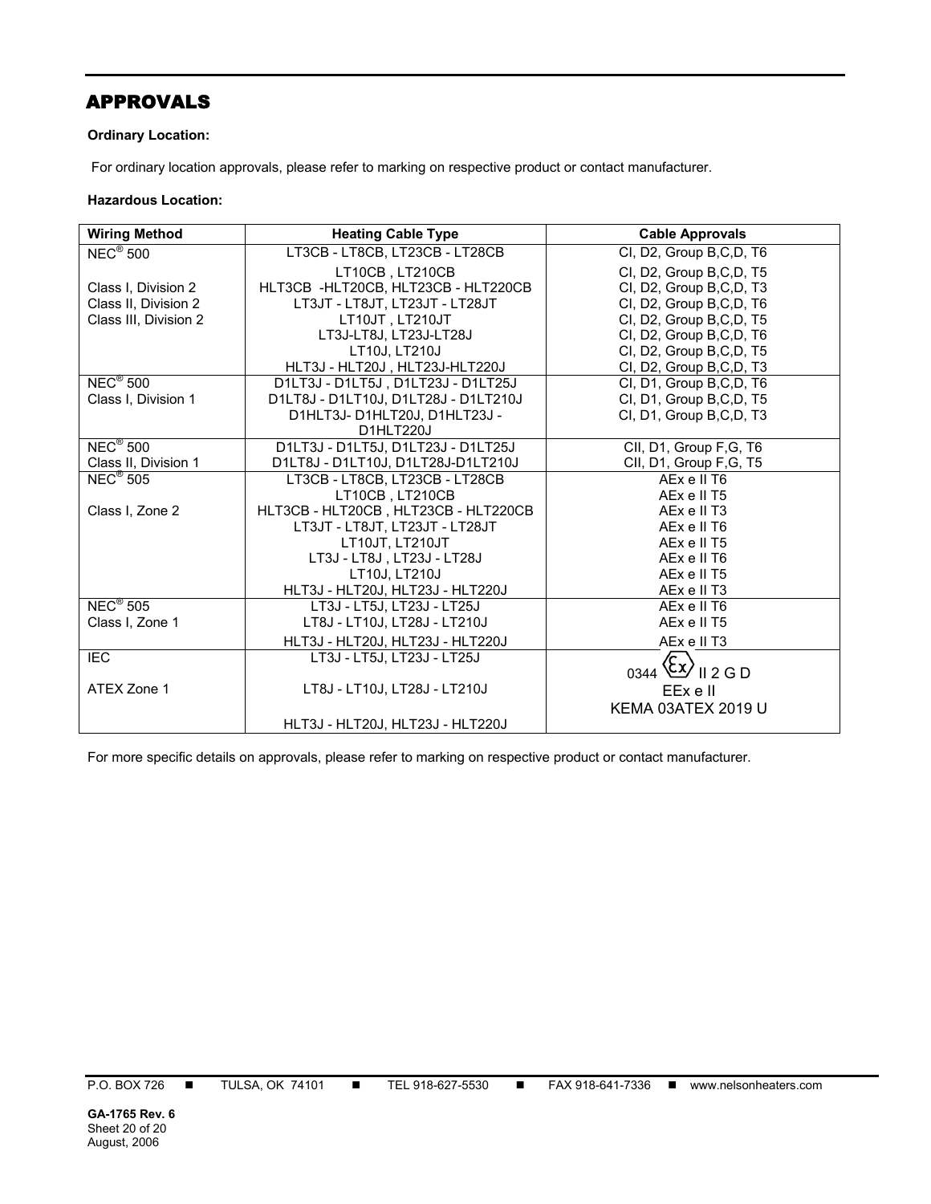## APPROVALS

**Ordinary Location:**

For ordinary location approvals, please refer to marking on respective product or contact manufacturer.

**Hazardous Location:**

| Wiring Method | Heating Cable Type | Cable Approvals |
|---|---|---|
| NEC® 500<br><br>Class I, Division 2<br>Class II, Division 2<br>Class III, Division 2 | LT3CB - LT8CB, LT23CB - LT28CB<br>LT10CB , LT210CB<br>HLT3CB -HLT20CB, HLT23CB - HLT220CB<br>LT3JT - LT8JT, LT23JT - LT28JT<br>LT10JT , LT210JT<br>LT3J-LT8J, LT23J-LT28J<br>LT10J, LT210J<br>HLT3J - HLT20J , HLT23J-HLT220J | CI, D2, Group B,C,D, T6<br>CI, D2, Group B,C,D, T5<br>CI, D2, Group B,C,D, T3<br>CI, D2, Group B,C,D, T6<br>CI, D2, Group B,C,D, T5<br>CI, D2, Group B,C,D, T6<br>CI, D2, Group B,C,D, T5<br>CI, D2, Group B,C,D, T3 |
| NEC® 500<br>Class I, Division 1 | D1LT3J - D1LT5J , D1LT23J - D1LT25J<br>D1LT8J - D1LT10J, D1LT28J - D1LT210J<br>D1HLT3J- D1HLT20J, D1HLT23J - D1HLT220J | CI, D1, Group B,C,D, T6<br>CI, D1, Group B,C,D, T5<br>CI, D1, Group B,C,D, T3 |
| NEC® 500<br>Class II, Division 1 | D1LT3J - D1LT5J, D1LT23J - D1LT25J<br>D1LT8J - D1LT10J, D1LT28J-D1LT210J | CII, D1, Group F,G, T6<br>CII, D1, Group F,G, T5 |
| NEC® 505<br><br>Class I, Zone 2 | LT3CB - LT8CB, LT23CB - LT28CB<br>LT10CB , LT210CB<br>HLT3CB - HLT20CB , HLT23CB - HLT220CB<br>LT3JT - LT8JT, LT23JT - LT28JT<br>LT10JT, LT210JT<br>LT3J - LT8J , LT23J - LT28J<br>LT10J, LT210J<br>HLT3J - HLT20J, HLT23J - HLT220J | AEx e II T6<br>AEx e II T5<br>AEx e II T3<br>AEx e II T6<br>AEx e II T5<br>AEx e II T6<br>AEx e II T5<br>AEx e II T3 |
| NEC® 505<br>Class I, Zone 1 | LT3J - LT5J, LT23J - LT25J<br>LT8J - LT10J, LT28J - LT210J<br>HLT3J - HLT20J, HLT23J - HLT220J | AEx e II T6<br>AEx e II T5<br>AEx e II T3 |
| IEC<br><br>ATEX Zone 1 | LT3J - LT5J, LT23J - LT25J<br><br>LT8J - LT10J, LT28J - LT210J<br><br>HLT3J - HLT20J, HLT23J - HLT220J | 0344 Ex II 2 G D<br>EEx e II<br>KEMA 03ATEX 2019 U |

For more specific details on approvals, please refer to marking on respective product or contact manufacturer.